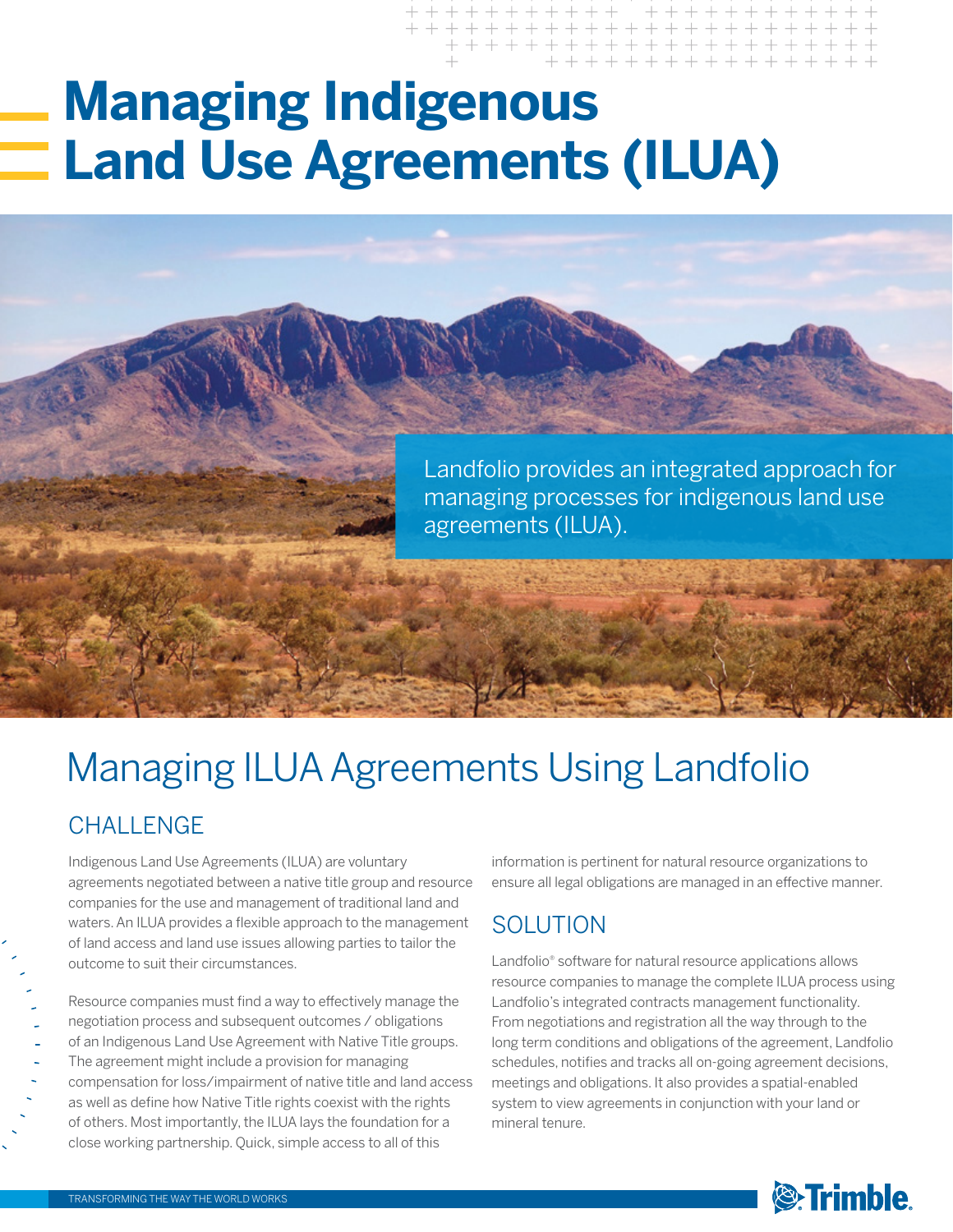# Managing Indigenous Land Use Agreements (ILUA)

Landfolio provides an integrated approach for managing processes for indigenous land use agreements (ILUA).

## Managing ILUA Agreements Using Landfolio

### CHALLENGE

Indigenous Land Use Agreements (ILUA) are voluntary agreements negotiated between a native title group and resource companies for the use and management of traditional land and waters. An ILUA provides a flexible approach to the management of land access and land use issues allowing parties to tailor the outcome to suit their circumstances.

Resource companies must find a way to effectively manage the negotiation process and subsequent outcomes / obligations of an Indigenous Land Use Agreement with Native Title groups. The agreement might include a provision for managing compensation for loss/impairment of native title and land access as well as define how Native Title rights coexist with the rights of others. Most importantly, the ILUA lays the foundation for a close working partnership. Quick, simple access to all of this information is pertinent for natural resource organizations to ensure all legal obligations are managed in an effective manner.

### SOLUTION

Landfolio® software for natural resource applications allows resource companies to manage the complete ILUA process using Landfolio's integrated contracts management functionality. From negotiations and registration all the way through to the long term conditions and obligations of the agreement, Landfolio schedules, notifies and tracks all on-going agreement decisions, meetings and obligations. It also provides a spatial-enabled system to view agreements in conjunction with your land or mineral tenure.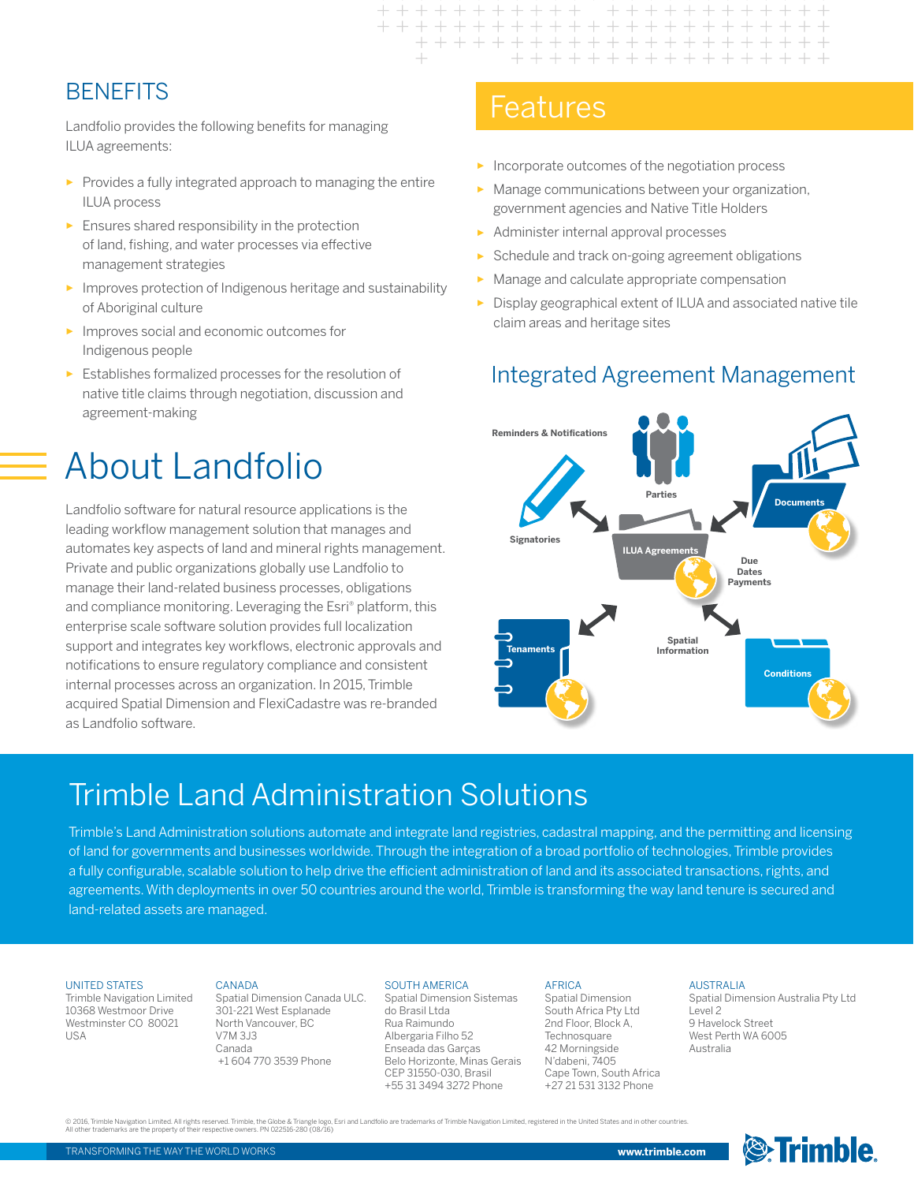## BENEFITS

Landfolio provides the following benefits for managing ILUA agreements:

- Provides a fully integrated approach to managing the entire ILUA process
- Ensures shared responsibility in the protection of land, fishing, and water processes via effective management strategies
- Improves protection of Indigenous heritage and sustainability of Aboriginal culture
- Improves social and economic outcomes for Indigenous people
- Establishes formalized processes for the resolution of native title claims through negotiation, discussion and agreement-making

# About Landfolio

Landfolio software for natural resource applications is the leading workflow management solution that manages and automates key aspects of land and mineral rights management. Private and public organizations globally use Landfolio to manage their land-related business processes, obligations and compliance monitoring. Leveraging the Esri® platform, this enterprise scale software solution provides full localization support and integrates key workflows, electronic approvals and notifications to ensure regulatory compliance and consistent internal processes across an organization. In 2015, Trimble acquired Spatial Dimension and FlexiCadastre was re-branded as Landfolio software.

# Features

- Incorporate outcomes of the negotiation process
- Manage communications between your organization, government agencies and Native Title Holders
- Administer internal approval processes
- Schedule and track on-going agreement obligations
- Manage and calculate appropriate compensation
- Display geographical extent of ILUA and associated native tile claim areas and heritage sites

## Integrated Agreement Management

Reminders & Notifications

Parties

Documents

Signatories

ILUA Agreements

Due Dates Payments

Tenaments

Spatial Information

Conditions

# Trimble Land Administration Solutions

Trimble's Land Administration solutions automate and integrate land registries, cadastral mapping, and the permitting and licensing of land for governments and businesses worldwide. Through the integration of a broad portfolio of technologies, Trimble provides a fully configurable, scalable solution to help drive the efficient administration of land and its associated transactions, rights, and agreements. With deployments in over 50 countries around the world, Trimble is transforming the way land tenure is secured and land-related assets are managed.

**UNITED STATES**
Trimble Navigation Limited
10368 Westmoor Drive
Westminster CO 80021
USA

**CANADA**
Spatial Dimension Canada ULC.
301-221 West Esplanade
North Vancouver, BC
V7M 3J3
Canada
+1 604 770 3539 Phone

**SOUTH AMERICA**
Spatial Dimension Sistemas do Brasil Ltda
Rua Raimundo
Albergaria Filho 52
Enseada das Garças
Belo Horizonte, Minas Gerais
CEP 31550-030, Brasil
+55 31 3494 3272 Phone

**AFRICA**
Spatial Dimension
South Africa Pty Ltd
2nd Floor, Block A,
Technosquare
42 Morningside
N'dabeni, 7405
Cape Town, South Africa
+27 21 531 3132 Phone

**AUSTRALIA**
Spatial Dimension Australia Pty Ltd
Level 2
9 Havelock Street
West Perth WA 6005
Australia

© 2016, Trimble Navigation Limited. All rights reserved. Trimble, the Globe & Triangle logo, Esri and Landfolio are trademarks of Trimble Navigation Limited, registered in the United States and in other countries. All other trademarks are the property of their respective owners. PN 022516-280 (08/16)

TRANSFORMING THE WAY THE WORLD WORKS

www.trimble.com